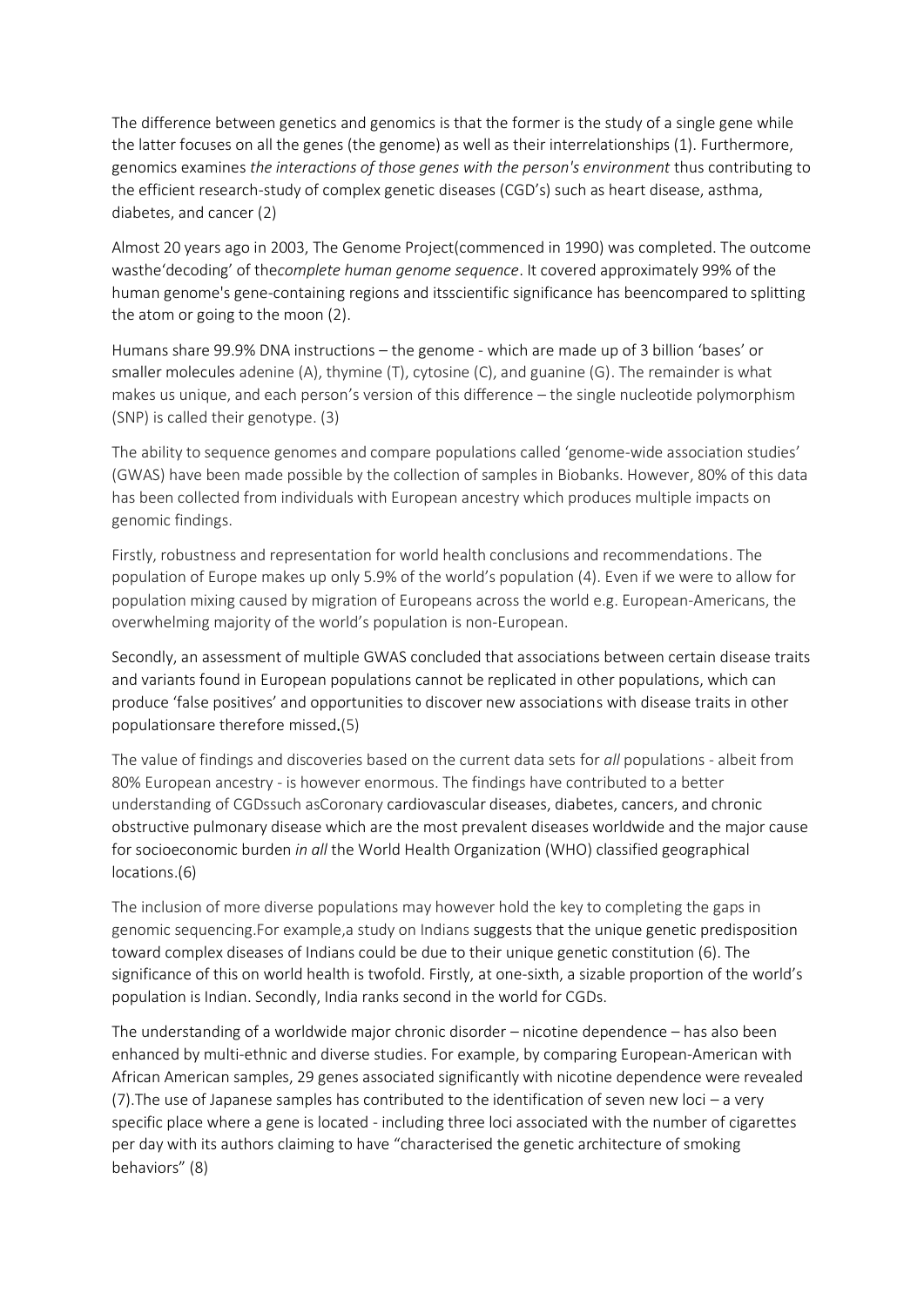The difference between genetics and genomics is that the former is the study of a single gene while the latter focuses on all the genes (the genome) as well as their interrelationships (1). Furthermore, genomics examines *the interactions of those genes with the person's environment* thus contributing to the efficient research-study of complex genetic diseases (CGD's) such as heart disease, asthma, diabetes, and cancer (2)

Almost 20 years ago in 2003, The Genome Project(commenced in 1990) was completed. The outcome wasthe'decoding' of the*complete human genome sequence*. It covered approximately 99% of the human genome's gene-containing regions and itsscientific significance has beencompared to splitting the atom or going to the moon (2).

Humans share 99.9% DNA instructions – the genome - which are made up of 3 billion 'bases' or smaller molecules adenine (A), thymine (T), cytosine (C), and guanine (G). The remainder is what makes us unique, and each person's version of this difference – the single nucleotide polymorphism (SNP) is called their genotype. (3)

The ability to sequence genomes and compare populations called 'genome-wide association studies' (GWAS) have been made possible by the collection of samples in Biobanks. However, 80% of this data has been collected from individuals with European ancestry which produces multiple impacts on genomic findings.

Firstly, robustness and representation for world health conclusions and recommendations. The population of Europe makes up only 5.9% of the world's population (4). Even if we were to allow for population mixing caused by migration of Europeans across the world e.g. European-Americans, the overwhelming majority of the world's population is non-European.

Secondly, an assessment of multiple GWAS concluded that associations between certain disease traits and variants found in European populations cannot be replicated in other populations, which can produce 'false positives' and opportunities to discover new associations with disease traits in other populationsare therefore missed**.**(5)

The value of findings and discoveries based on the current data sets for *all* populations - albeit from 80% European ancestry - is however enormous. The findings have contributed to a better understanding of CGDssuch asCoronary cardiovascular diseases, diabetes, cancers, and chronic obstructive pulmonary disease which are the most prevalent diseases worldwide and the major cause for socioeconomic burden *in all* the World Health Organization (WHO) classified geographical locations.(6)

The inclusion of more diverse populations may however hold the key to completing the gaps in genomic sequencing.For example,a study on Indians suggests that the unique genetic predisposition toward complex diseases of Indians could be due to their unique genetic constitution (6). The significance of this on world health is twofold. Firstly, at one-sixth, a sizable proportion of the world's population is Indian. Secondly, India ranks second in the world for CGDs.

The understanding of a worldwide major chronic disorder – nicotine dependence – has also been enhanced by multi-ethnic and diverse studies. For example, by comparing European-American with African American samples, 29 genes associated significantly with nicotine dependence were revealed (7).The use of Japanese samples has contributed to the identification of seven new loci – a very specific place where a gene is located - including three loci associated with the number of cigarettes per day with its authors claiming to have "characterised the genetic architecture of smoking behaviors" (8)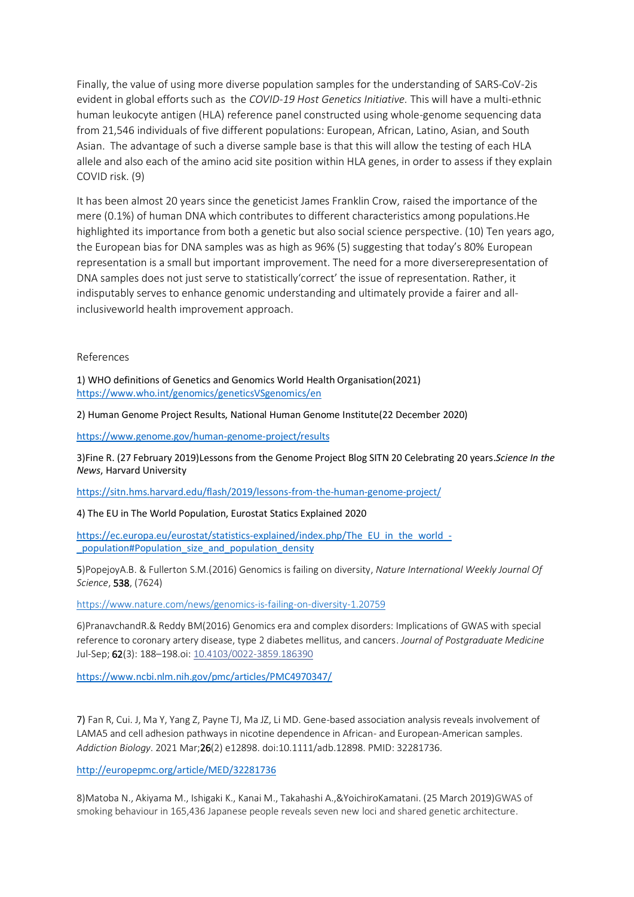Finally, the value of using more diverse population samples for the understanding of SARS-CoV-2is evident in global efforts such as the *COVID-19 Host Genetics Initiative.* This will have a multi-ethnic human leukocyte antigen (HLA) reference panel constructed using whole-genome sequencing data from 21,546 individuals of five different populations: European, African, Latino, Asian, and South Asian. The advantage of such a diverse sample base is that this will allow the testing of each HLA allele and also each of the amino acid site position within HLA genes, in order to assess if they explain COVID risk. (9)

It has been almost 20 years since the geneticist James Franklin Crow, raised the importance of the mere (0.1%) of human DNA which contributes to different characteristics among populations.He highlighted its importance from both a genetic but also social science perspective. (10) Ten years ago, the European bias for DNA samples was as high as 96% (5) suggesting that today's 80% European representation is a small but important improvement. The need for a more diverserepresentation of DNA samples does not just serve to statistically'correct' the issue of representation. Rather, it indisputably serves to enhance genomic understanding and ultimately provide a fairer and all-inclusiveworld health improvement approach.

References

1) WHO definitions of Genetics and Genomics World Health Organisation(2021) https://www.who.int/genomics/geneticsVSgenomics/en

2) Human Genome Project Results, National Human Genome Institute(22 December 2020)

https://www.genome.gov/human-genome-project/results

3)Fine R. (27 February 2019)Lessons from the Genome Project Blog SITN 20 Celebrating 20 years.*Science In the News*, Harvard University

https://sitn.hms.harvard.edu/flash/2019/lessons-from-the-human-genome-project/

4) The EU in The World Population, Eurostat Statics Explained 2020

https://ec.europa.eu/eurostat/statistics-explained/index.php/The_EU_in_the_world_-_population#Population_size_and_population_density

5)PopejoyA.B. & Fullerton S.M.(2016) Genomics is failing on diversity, *Nature International Weekly Journal Of Science*, **538**, (7624)

https://www.nature.com/news/genomics-is-failing-on-diversity-1.20759

6)PranavchandR.& Reddy BM(2016) Genomics era and complex disorders: Implications of GWAS with special reference to coronary artery disease, type 2 diabetes mellitus, and cancers. *Journal of Postgraduate Medicine* Jul-Sep; **62**(3): 188–198.oi: 10.4103/0022-3859.186390

https://www.ncbi.nlm.nih.gov/pmc/articles/PMC4970347/

**7)** Fan R, Cui. J, Ma Y, Yang Z, Payne TJ, Ma JZ, Li MD. Gene-based association analysis reveals involvement of LAMA5 and cell adhesion pathways in nicotine dependence in African- and European-American samples. *Addiction Biology*. 2021 Mar;**26**(2) e12898. doi:10.1111/adb.12898. PMID: 32281736.

http://europepmc.org/article/MED/32281736

8)Matoba N., Akiyama M., Ishigaki K., Kanai M., Takahashi A.,&YoichiroKamatani. (25 March 2019)GWAS of smoking behaviour in 165,436 Japanese people reveals seven new loci and shared genetic architecture.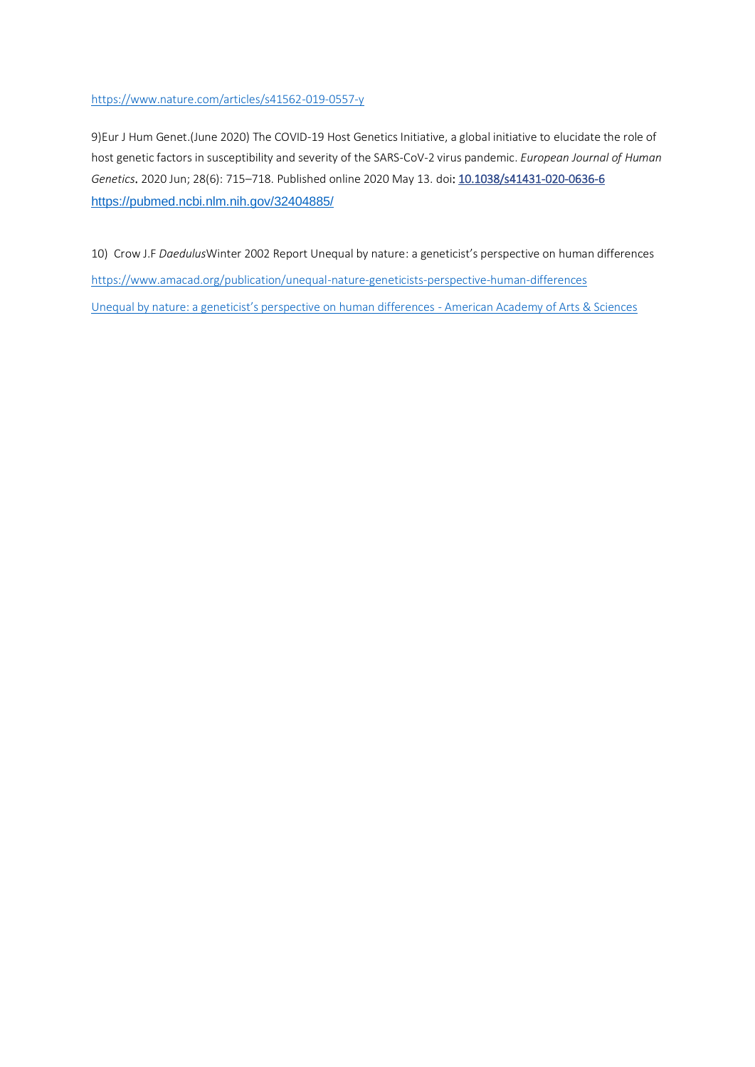https://www.nature.com/articles/s41562-019-0557-y

9)Eur J Hum Genet.(June 2020) The COVID-19 Host Genetics Initiative, a global initiative to elucidate the role of host genetic factors in susceptibility and severity of the SARS-CoV-2 virus pandemic. *European Journal of Human Genetics*. 2020 Jun; 28(6): 715–718. Published online 2020 May 13. doi: 10.1038/s41431-020-0636-6
https://pubmed.ncbi.nlm.nih.gov/32404885/

10) Crow J.F *Daedulus* Winter 2002 Report Unequal by nature: a geneticist's perspective on human differences

https://www.amacad.org/publication/unequal-nature-geneticists-perspective-human-differences

Unequal by nature: a geneticist's perspective on human differences - American Academy of Arts & Sciences